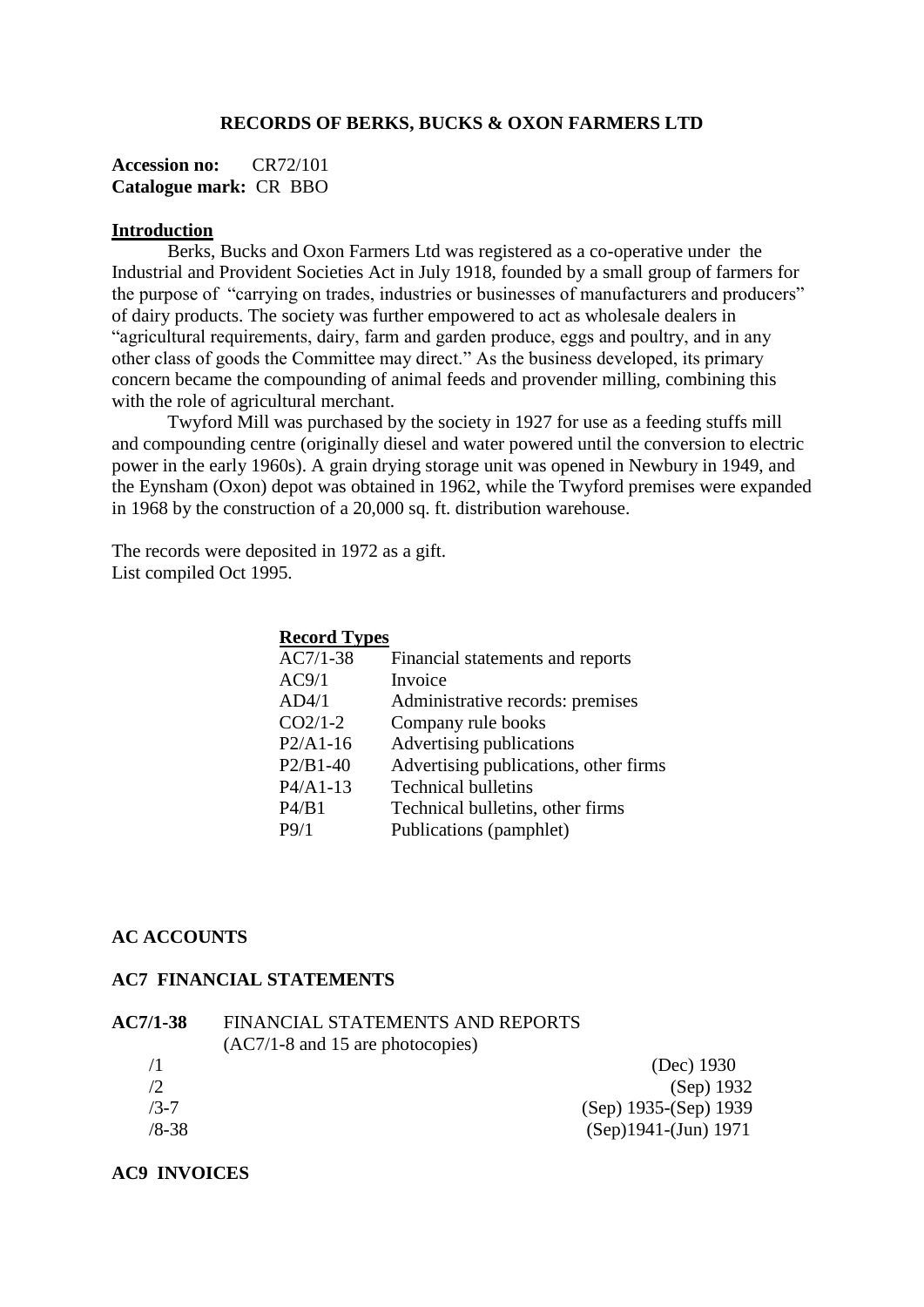# RECORDS OF BERKS, BUCKS & OXON FARMERS LTD

**Accession no:** CR72/101
**Catalogue mark:** CR BBO

## Introduction

Berks, Bucks and Oxon Farmers Ltd was registered as a co-operative under the Industrial and Provident Societies Act in July 1918, founded by a small group of farmers for the purpose of "carrying on trades, industries or businesses of manufacturers and producers" of dairy products. The society was further empowered to act as wholesale dealers in "agricultural requirements, dairy, farm and garden produce, eggs and poultry, and in any other class of goods the Committee may direct." As the business developed, its primary concern became the compounding of animal feeds and provender milling, combining this with the role of agricultural merchant.

Twyford Mill was purchased by the society in 1927 for use as a feeding stuffs mill and compounding centre (originally diesel and water powered until the conversion to electric power in the early 1960s). A grain drying storage unit was opened in Newbury in 1949, and the Eynsham (Oxon) depot was obtained in 1962, while the Twyford premises were expanded in 1968 by the construction of a 20,000 sq. ft. distribution warehouse.

The records were deposited in 1972 as a gift.
List compiled Oct 1995.

### Record Types

| | |
|---|---|
| AC7/1-38 | Financial statements and reports |
| AC9/1 | Invoice |
| AD4/1 | Administrative records: premises |
| CO2/1-2 | Company rule books |
| P2/A1-16 | Advertising publications |
| P2/B1-40 | Advertising publications, other firms |
| P4/A1-13 | Technical bulletins |
| P4/B1 | Technical bulletins, other firms |
| P9/1 | Publications (pamphlet) |

## AC ACCOUNTS

### AC7 FINANCIAL STATEMENTS

**AC7/1-38** FINANCIAL STATEMENTS AND REPORTS
(AC7/1-8 and 15 are photocopies)

| | |
|---|---|
| /1 | (Dec) 1930 |
| /2 | (Sep) 1932 |
| /3-7 | (Sep) 1935-(Sep) 1939 |
| /8-38 | (Sep)1941-(Jun) 1971 |

### AC9 INVOICES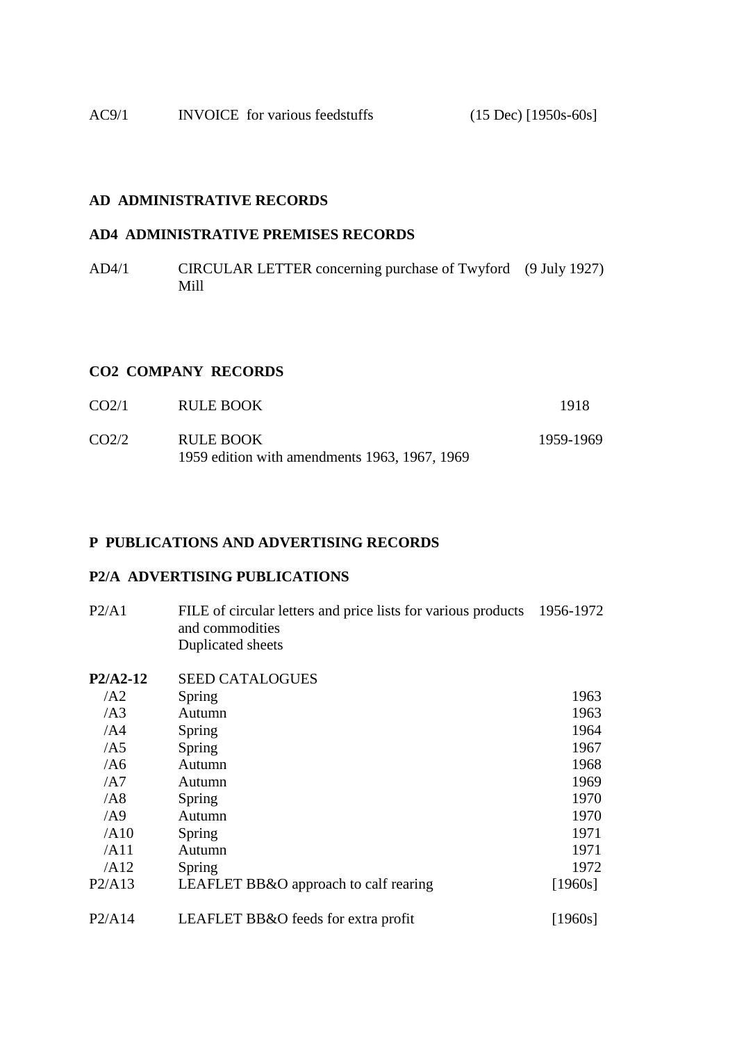| | | |
|---|---|---|
| AC9/1 | INVOICE for various feedstuffs | (15 Dec) [1950s-60s] |

**AD ADMINISTRATIVE RECORDS**

**AD4 ADMINISTRATIVE PREMISES RECORDS**

| | | |
|---|---|---|
| AD4/1 | CIRCULAR LETTER concerning purchase of Twyford Mill | (9 July 1927) |

**CO2 COMPANY RECORDS**

| | | |
|---|---|---|
| CO2/1 | RULE BOOK | 1918 |
| CO2/2 | RULE BOOK<br>1959 edition with amendments 1963, 1967, 1969 | 1959-1969 |

**P PUBLICATIONS AND ADVERTISING RECORDS**

**P2/A ADVERTISING PUBLICATIONS**

| | | |
|---|---|---|
| P2/A1 | FILE of circular letters and price lists for various products and commodities<br>Duplicated sheets | 1956-1972 |
| **P2/A2-12** | SEED CATALOGUES | |
| /A2 | Spring | 1963 |
| /A3 | Autumn | 1963 |
| /A4 | Spring | 1964 |
| /A5 | Spring | 1967 |
| /A6 | Autumn | 1968 |
| /A7 | Autumn | 1969 |
| /A8 | Spring | 1970 |
| /A9 | Autumn | 1970 |
| /A10 | Spring | 1971 |
| /A11 | Autumn | 1971 |
| /A12 | Spring | 1972 |
| P2/A13 | LEAFLET BB&O approach to calf rearing | [1960s] |
| P2/A14 | LEAFLET BB&O feeds for extra profit | [1960s] |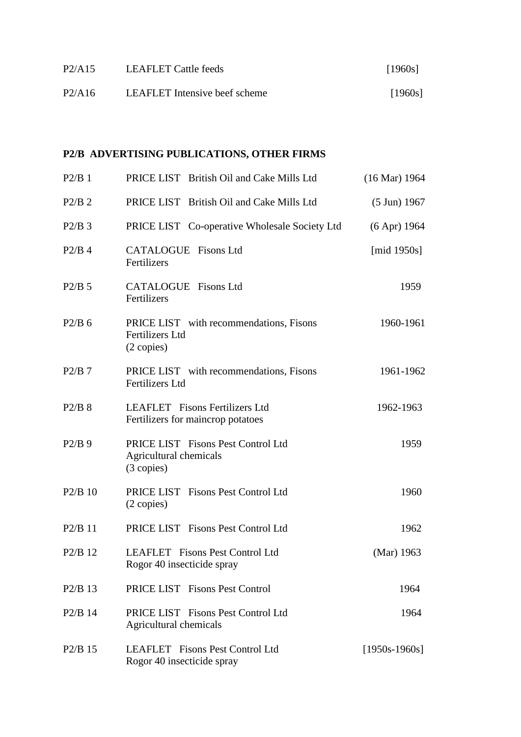| | | |
|---|---|---|
| P2/A15 | LEAFLET Cattle feeds | [1960s] |
| P2/A16 | LEAFLET Intensive beef scheme | [1960s] |

**P2/B ADVERTISING PUBLICATIONS, OTHER FIRMS**

| | | |
|---|---|---|
| P2/B 1 | PRICE LIST British Oil and Cake Mills Ltd | (16 Mar) 1964 |
| P2/B 2 | PRICE LIST British Oil and Cake Mills Ltd | (5 Jun) 1967 |
| P2/B 3 | PRICE LIST Co-operative Wholesale Society Ltd | (6 Apr) 1964 |
| P2/B 4 | CATALOGUE Fisons Ltd<br>Fertilizers | [mid 1950s] |
| P2/B 5 | CATALOGUE Fisons Ltd<br>Fertilizers | 1959 |
| P2/B 6 | PRICE LIST with recommendations, Fisons Fertilizers Ltd<br>(2 copies) | 1960-1961 |
| P2/B 7 | PRICE LIST with recommendations, Fisons Fertilizers Ltd | 1961-1962 |
| P2/B 8 | LEAFLET Fisons Fertilizers Ltd<br>Fertilizers for maincrop potatoes | 1962-1963 |
| P2/B 9 | PRICE LIST Fisons Pest Control Ltd<br>Agricultural chemicals<br>(3 copies) | 1959 |
| P2/B 10 | PRICE LIST Fisons Pest Control Ltd<br>(2 copies) | 1960 |
| P2/B 11 | PRICE LIST Fisons Pest Control Ltd | 1962 |
| P2/B 12 | LEAFLET Fisons Pest Control Ltd<br>Rogor 40 insecticide spray | (Mar) 1963 |
| P2/B 13 | PRICE LIST Fisons Pest Control | 1964 |
| P2/B 14 | PRICE LIST Fisons Pest Control Ltd<br>Agricultural chemicals | 1964 |
| P2/B 15 | LEAFLET Fisons Pest Control Ltd<br>Rogor 40 insecticide spray | [1950s-1960s] |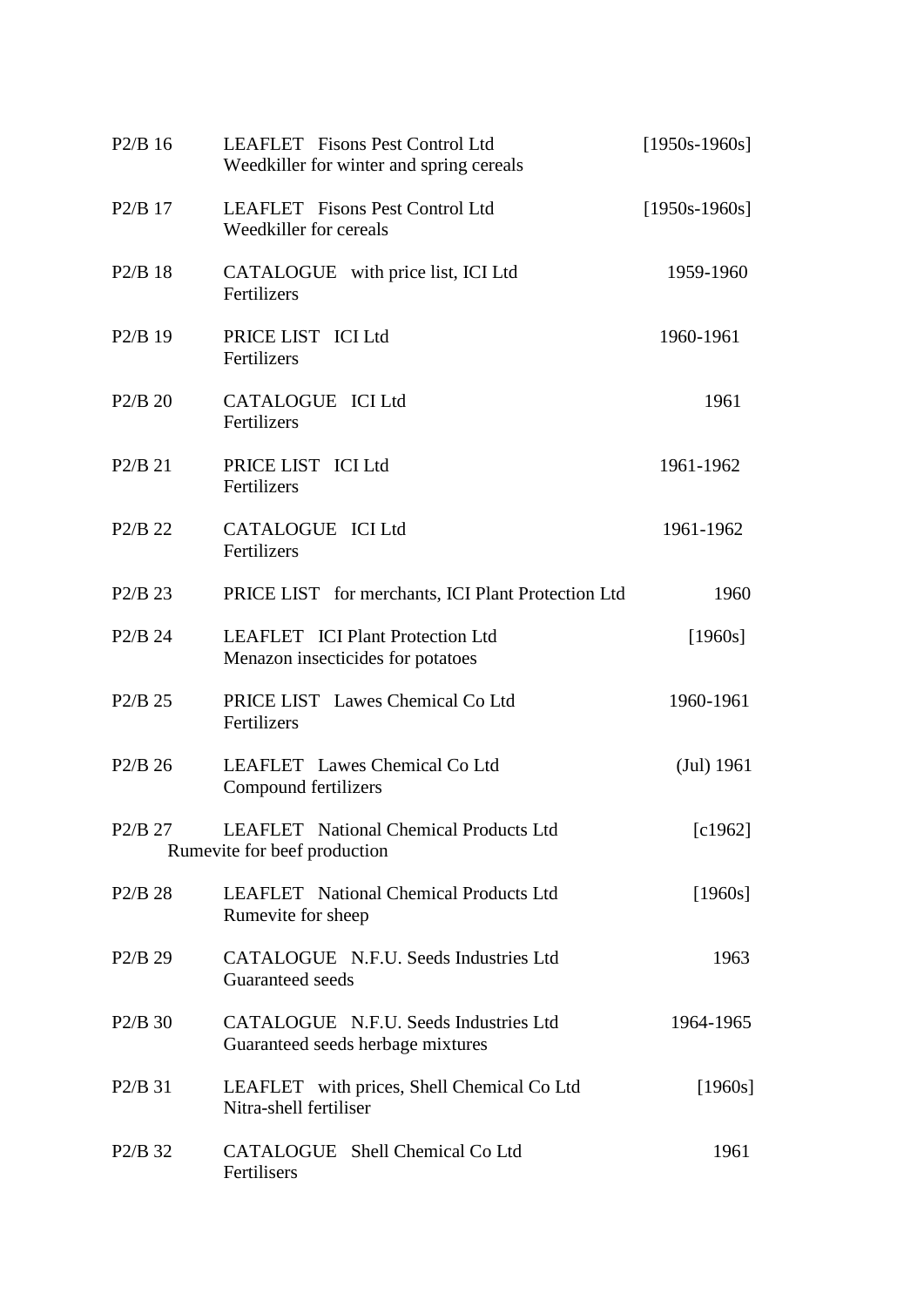| | | |
|---|---|---|
| P2/B 16 | LEAFLET Fisons Pest Control Ltd<br>Weedkiller for winter and spring cereals | [1950s-1960s] |
| P2/B 17 | LEAFLET Fisons Pest Control Ltd<br>Weedkiller for cereals | [1950s-1960s] |
| P2/B 18 | CATALOGUE with price list, ICI Ltd<br>Fertilizers | 1959-1960 |
| P2/B 19 | PRICE LIST ICI Ltd<br>Fertilizers | 1960-1961 |
| P2/B 20 | CATALOGUE ICI Ltd<br>Fertilizers | 1961 |
| P2/B 21 | PRICE LIST ICI Ltd<br>Fertilizers | 1961-1962 |
| P2/B 22 | CATALOGUE ICI Ltd<br>Fertilizers | 1961-1962 |
| P2/B 23 | PRICE LIST for merchants, ICI Plant Protection Ltd | 1960 |
| P2/B 24 | LEAFLET ICI Plant Protection Ltd<br>Menazon insecticides for potatoes | [1960s] |
| P2/B 25 | PRICE LIST Lawes Chemical Co Ltd<br>Fertilizers | 1960-1961 |
| P2/B 26 | LEAFLET Lawes Chemical Co Ltd<br>Compound fertilizers | (Jul) 1961 |
| P2/B 27 | LEAFLET National Chemical Products Ltd<br>Rumevite for beef production | [c1962] |
| P2/B 28 | LEAFLET National Chemical Products Ltd<br>Rumevite for sheep | [1960s] |
| P2/B 29 | CATALOGUE N.F.U. Seeds Industries Ltd<br>Guaranteed seeds | 1963 |
| P2/B 30 | CATALOGUE N.F.U. Seeds Industries Ltd<br>Guaranteed seeds herbage mixtures | 1964-1965 |
| P2/B 31 | LEAFLET with prices, Shell Chemical Co Ltd<br>Nitra-shell fertiliser | [1960s] |
| P2/B 32 | CATALOGUE Shell Chemical Co Ltd<br>Fertilisers | 1961 |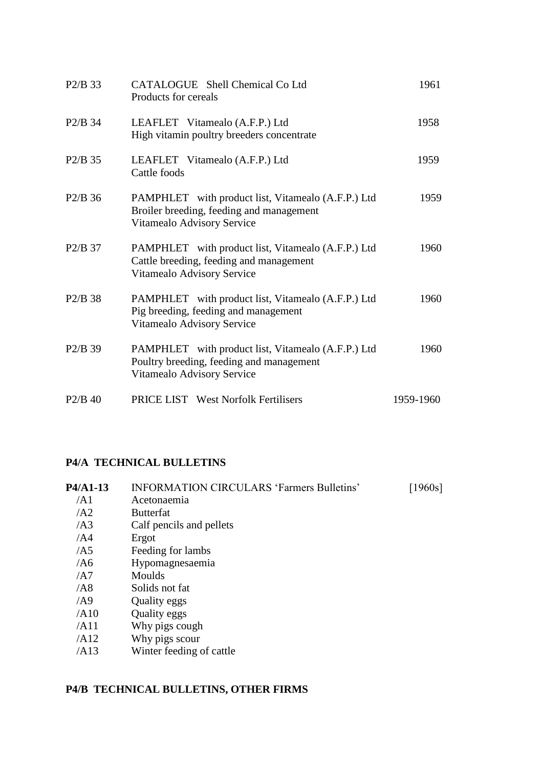| | | |
|---|---|---|
| P2/B 33 | CATALOGUE Shell Chemical Co Ltd<br>Products for cereals | 1961 |
| P2/B 34 | LEAFLET Vitamealo (A.F.P.) Ltd<br>High vitamin poultry breeders concentrate | 1958 |
| P2/B 35 | LEAFLET Vitamealo (A.F.P.) Ltd<br>Cattle foods | 1959 |
| P2/B 36 | PAMPHLET with product list, Vitamealo (A.F.P.) Ltd<br>Broiler breeding, feeding and management<br>Vitamealo Advisory Service | 1959 |
| P2/B 37 | PAMPHLET with product list, Vitamealo (A.F.P.) Ltd<br>Cattle breeding, feeding and management<br>Vitamealo Advisory Service | 1960 |
| P2/B 38 | PAMPHLET with product list, Vitamealo (A.F.P.) Ltd<br>Pig breeding, feeding and management<br>Vitamealo Advisory Service | 1960 |
| P2/B 39 | PAMPHLET with product list, Vitamealo (A.F.P.) Ltd<br>Poultry breeding, feeding and management<br>Vitamealo Advisory Service | 1960 |
| P2/B 40 | PRICE LIST West Norfolk Fertilisers | 1959-1960 |

## P4/A TECHNICAL BULLETINS

| | | |
|---|---|---|
| **P4/A1-13** | INFORMATION CIRCULARS 'Farmers Bulletins' | [1960s] |
| /A1 | Acetonaemia | |
| /A2 | Butterfat | |
| /A3 | Calf pencils and pellets | |
| /A4 | Ergot | |
| /A5 | Feeding for lambs | |
| /A6 | Hypomagnesaemia | |
| /A7 | Moulds | |
| /A8 | Solids not fat | |
| /A9 | Quality eggs | |
| /A10 | Quality eggs | |
| /A11 | Why pigs cough | |
| /A12 | Why pigs scour | |
| /A13 | Winter feeding of cattle | |

## P4/B TECHNICAL BULLETINS, OTHER FIRMS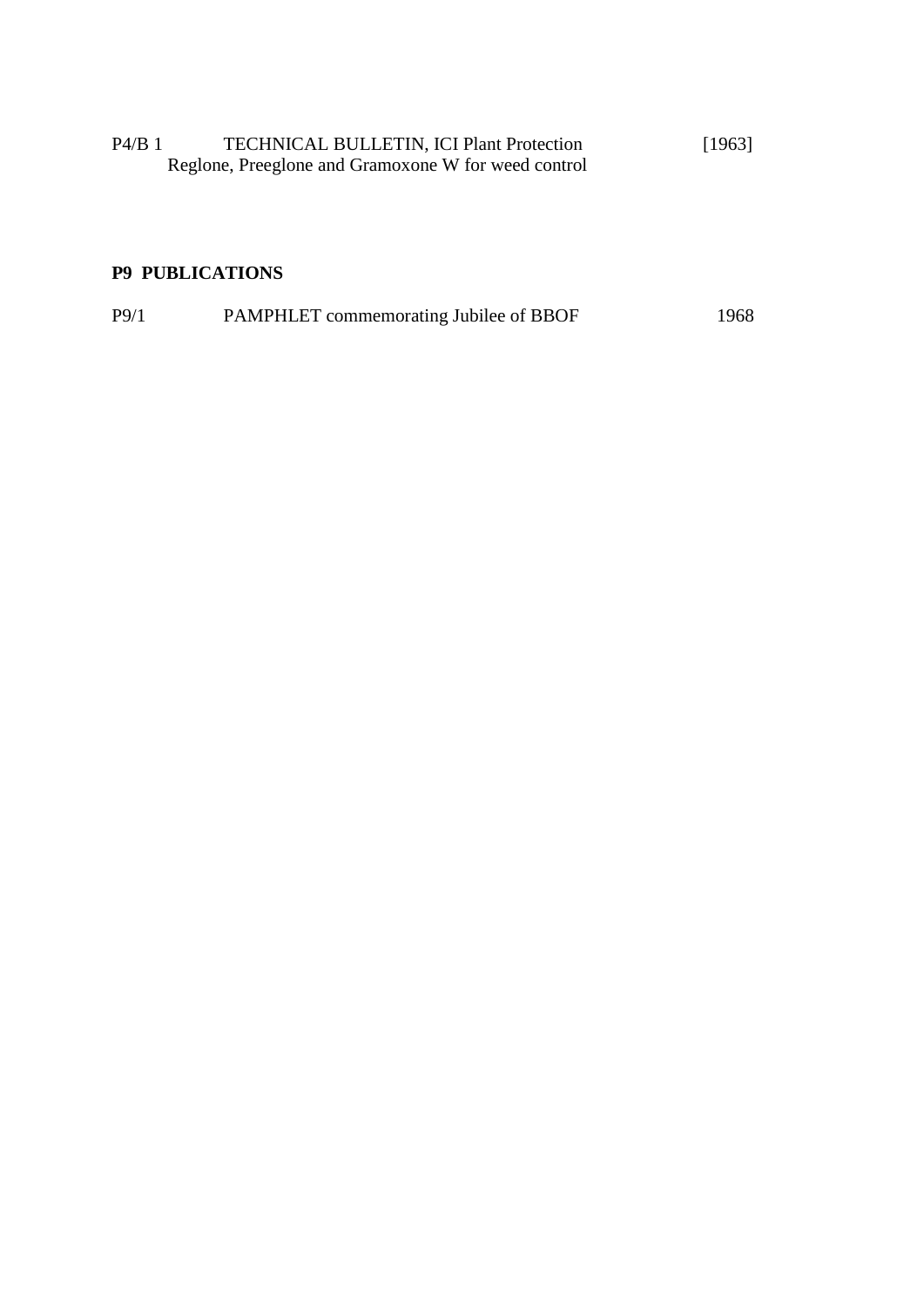| | | |
|---|---|---|
| P4/B 1 | TECHNICAL BULLETIN, ICI Plant Protection<br>Reglone, Preeglone and Gramoxone W for weed control | [1963] |

**P9 PUBLICATIONS**

| | | |
|---|---|---|
| P9/1 | PAMPHLET commemorating Jubilee of BBOF | 1968 |